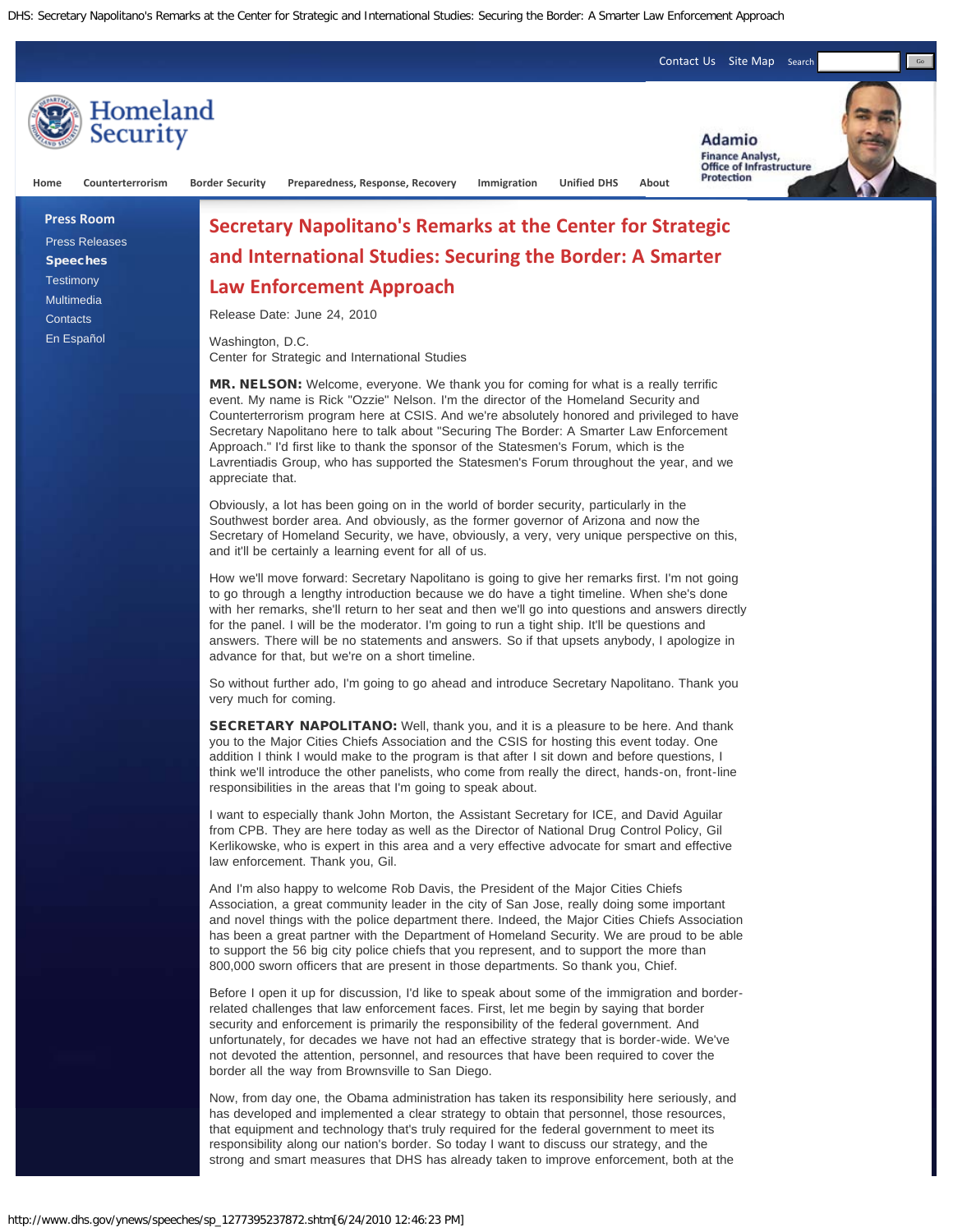# Secretary Napolitano's Remarks at the Center for Strategic and International Studies: Securing the Border: A Smarter Law Enforcement Approach

Release Date: June 24, 2010

Washington, D.C.
Center for Strategic and International Studies

**MR. NELSON:** Welcome, everyone. We thank you for coming for what is a really terrific event. My name is Rick "Ozzie" Nelson. I'm the director of the Homeland Security and Counterterrorism program here at CSIS. And we're absolutely honored and privileged to have Secretary Napolitano here to talk about "Securing The Border: A Smarter Law Enforcement Approach." I'd first like to thank the sponsor of the Statesmen's Forum, which is the Lavrentiadis Group, who has supported the Statesmen's Forum throughout the year, and we appreciate that.

Obviously, a lot has been going on in the world of border security, particularly in the Southwest border area. And obviously, as the former governor of Arizona and now the Secretary of Homeland Security, we have, obviously, a very, very unique perspective on this, and it'll be certainly a learning event for all of us.

How we'll move forward: Secretary Napolitano is going to give her remarks first. I'm not going to go through a lengthy introduction because we do have a tight timeline. When she's done with her remarks, she'll return to her seat and then we'll go into questions and answers directly for the panel. I will be the moderator. I'm going to run a tight ship. It'll be questions and answers. There will be no statements and answers. So if that upsets anybody, I apologize in advance for that, but we're on a short timeline.

So without further ado, I'm going to go ahead and introduce Secretary Napolitano. Thank you very much for coming.

**SECRETARY NAPOLITANO:** Well, thank you, and it is a pleasure to be here. And thank you to the Major Cities Chiefs Association and the CSIS for hosting this event today. One addition I think I would make to the program is that after I sit down and before questions, I think we'll introduce the other panelists, who come from really the direct, hands-on, front-line responsibilities in the areas that I'm going to speak about.

I want to especially thank John Morton, the Assistant Secretary for ICE, and David Aguilar from CPB. They are here today as well as the Director of National Drug Control Policy, Gil Kerlikowske, who is expert in this area and a very effective advocate for smart and effective law enforcement. Thank you, Gil.

And I'm also happy to welcome Rob Davis, the President of the Major Cities Chiefs Association, a great community leader in the city of San Jose, really doing some important and novel things with the police department there. Indeed, the Major Cities Chiefs Association has been a great partner with the Department of Homeland Security. We are proud to be able to support the 56 big city police chiefs that you represent, and to support the more than 800,000 sworn officers that are present in those departments. So thank you, Chief.

Before I open it up for discussion, I'd like to speak about some of the immigration and border-related challenges that law enforcement faces. First, let me begin by saying that border security and enforcement is primarily the responsibility of the federal government. And unfortunately, for decades we have not had an effective strategy that is border-wide. We've not devoted the attention, personnel, and resources that have been required to cover the border all the way from Brownsville to San Diego.

Now, from day one, the Obama administration has taken its responsibility here seriously, and has developed and implemented a clear strategy to obtain that personnel, those resources, that equipment and technology that's truly required for the federal government to meet its responsibility along our nation's border. So today I want to discuss our strategy, and the strong and smart measures that DHS has already taken to improve enforcement, both at the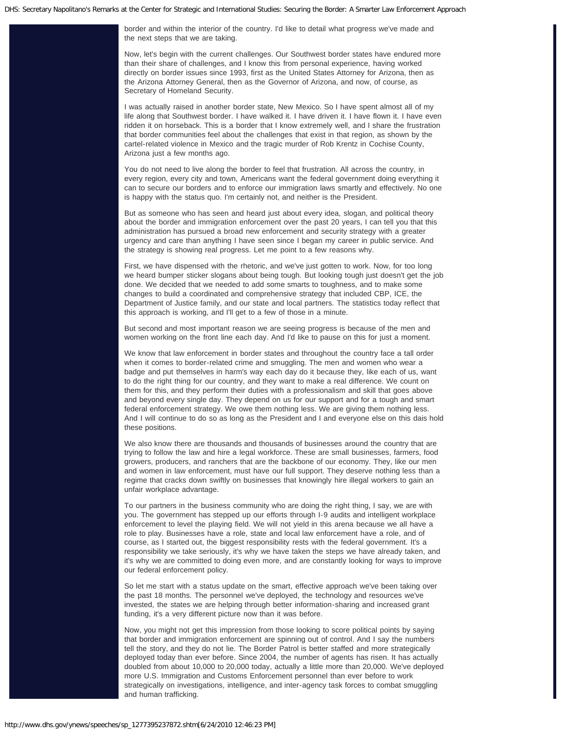border and within the interior of the country. I'd like to detail what progress we've made and the next steps that we are taking.

Now, let's begin with the current challenges. Our Southwest border states have endured more than their share of challenges, and I know this from personal experience, having worked directly on border issues since 1993, first as the United States Attorney for Arizona, then as the Arizona Attorney General, then as the Governor of Arizona, and now, of course, as Secretary of Homeland Security.

I was actually raised in another border state, New Mexico. So I have spent almost all of my life along that Southwest border. I have walked it. I have driven it. I have flown it. I have even ridden it on horseback. This is a border that I know extremely well, and I share the frustration that border communities feel about the challenges that exist in that region, as shown by the cartel-related violence in Mexico and the tragic murder of Rob Krentz in Cochise County, Arizona just a few months ago.

You do not need to live along the border to feel that frustration. All across the country, in every region, every city and town, Americans want the federal government doing everything it can to secure our borders and to enforce our immigration laws smartly and effectively. No one is happy with the status quo. I'm certainly not, and neither is the President.

But as someone who has seen and heard just about every idea, slogan, and political theory about the border and immigration enforcement over the past 20 years, I can tell you that this administration has pursued a broad new enforcement and security strategy with a greater urgency and care than anything I have seen since I began my career in public service. And the strategy is showing real progress. Let me point to a few reasons why.

First, we have dispensed with the rhetoric, and we've just gotten to work. Now, for too long we heard bumper sticker slogans about being tough. But looking tough just doesn't get the job done. We decided that we needed to add some smarts to toughness, and to make some changes to build a coordinated and comprehensive strategy that included CBP, ICE, the Department of Justice family, and our state and local partners. The statistics today reflect that this approach is working, and I'll get to a few of those in a minute.

But second and most important reason we are seeing progress is because of the men and women working on the front line each day. And I'd like to pause on this for just a moment.

We know that law enforcement in border states and throughout the country face a tall order when it comes to border-related crime and smuggling. The men and women who wear a badge and put themselves in harm's way each day do it because they, like each of us, want to do the right thing for our country, and they want to make a real difference. We count on them for this, and they perform their duties with a professionalism and skill that goes above and beyond every single day. They depend on us for our support and for a tough and smart federal enforcement strategy. We owe them nothing less. We are giving them nothing less. And I will continue to do so as long as the President and I and everyone else on this dais hold these positions.

We also know there are thousands and thousands of businesses around the country that are trying to follow the law and hire a legal workforce. These are small businesses, farmers, food growers, producers, and ranchers that are the backbone of our economy. They, like our men and women in law enforcement, must have our full support. They deserve nothing less than a regime that cracks down swiftly on businesses that knowingly hire illegal workers to gain an unfair workplace advantage.

To our partners in the business community who are doing the right thing, I say, we are with you. The government has stepped up our efforts through I-9 audits and intelligent workplace enforcement to level the playing field. We will not yield in this arena because we all have a role to play. Businesses have a role, state and local law enforcement have a role, and of course, as I started out, the biggest responsibility rests with the federal government. It's a responsibility we take seriously, it's why we have taken the steps we have already taken, and it's why we are committed to doing even more, and are constantly looking for ways to improve our federal enforcement policy.

So let me start with a status update on the smart, effective approach we've been taking over the past 18 months. The personnel we've deployed, the technology and resources we've invested, the states we are helping through better information-sharing and increased grant funding, it's a very different picture now than it was before.

Now, you might not get this impression from those looking to score political points by saying that border and immigration enforcement are spinning out of control. And I say the numbers tell the story, and they do not lie. The Border Patrol is better staffed and more strategically deployed today than ever before. Since 2004, the number of agents has risen. It has actually doubled from about 10,000 to 20,000 today, actually a little more than 20,000. We've deployed more U.S. Immigration and Customs Enforcement personnel than ever before to work strategically on investigations, intelligence, and inter-agency task forces to combat smuggling and human trafficking.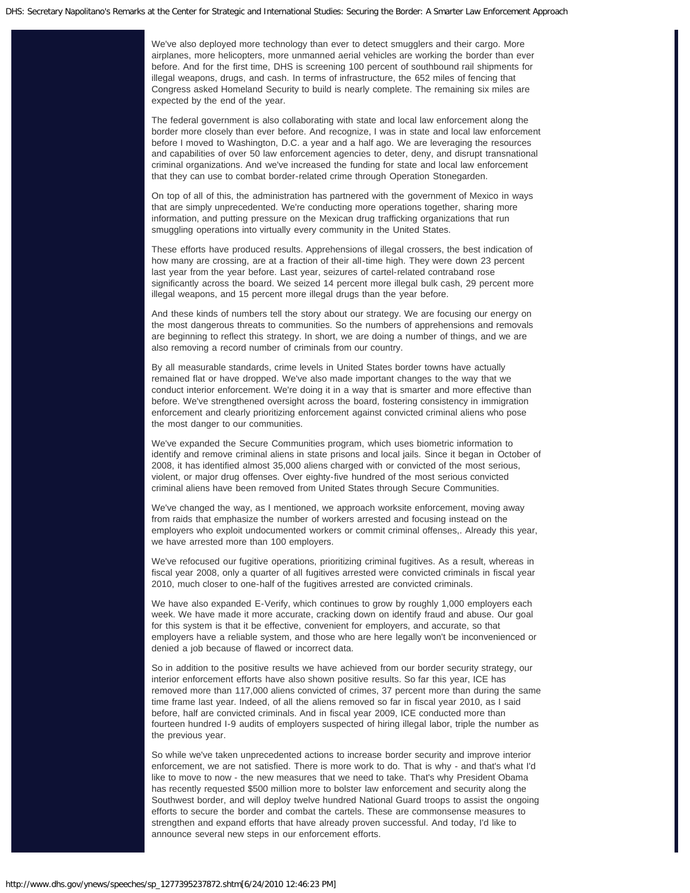We've also deployed more technology than ever to detect smugglers and their cargo. More airplanes, more helicopters, more unmanned aerial vehicles are working the border than ever before. And for the first time, DHS is screening 100 percent of southbound rail shipments for illegal weapons, drugs, and cash. In terms of infrastructure, the 652 miles of fencing that Congress asked Homeland Security to build is nearly complete. The remaining six miles are expected by the end of the year.

The federal government is also collaborating with state and local law enforcement along the border more closely than ever before. And recognize, I was in state and local law enforcement before I moved to Washington, D.C. a year and a half ago. We are leveraging the resources and capabilities of over 50 law enforcement agencies to deter, deny, and disrupt transnational criminal organizations. And we've increased the funding for state and local law enforcement that they can use to combat border-related crime through Operation Stonegarden.

On top of all of this, the administration has partnered with the government of Mexico in ways that are simply unprecedented. We're conducting more operations together, sharing more information, and putting pressure on the Mexican drug trafficking organizations that run smuggling operations into virtually every community in the United States.

These efforts have produced results. Apprehensions of illegal crossers, the best indication of how many are crossing, are at a fraction of their all-time high. They were down 23 percent last year from the year before. Last year, seizures of cartel-related contraband rose significantly across the board. We seized 14 percent more illegal bulk cash, 29 percent more illegal weapons, and 15 percent more illegal drugs than the year before.

And these kinds of numbers tell the story about our strategy. We are focusing our energy on the most dangerous threats to communities. So the numbers of apprehensions and removals are beginning to reflect this strategy. In short, we are doing a number of things, and we are also removing a record number of criminals from our country.

By all measurable standards, crime levels in United States border towns have actually remained flat or have dropped. We've also made important changes to the way that we conduct interior enforcement. We're doing it in a way that is smarter and more effective than before. We've strengthened oversight across the board, fostering consistency in immigration enforcement and clearly prioritizing enforcement against convicted criminal aliens who pose the most danger to our communities.

We've expanded the Secure Communities program, which uses biometric information to identify and remove criminal aliens in state prisons and local jails. Since it began in October of 2008, it has identified almost 35,000 aliens charged with or convicted of the most serious, violent, or major drug offenses. Over eighty-five hundred of the most serious convicted criminal aliens have been removed from United States through Secure Communities.

We've changed the way, as I mentioned, we approach worksite enforcement, moving away from raids that emphasize the number of workers arrested and focusing instead on the employers who exploit undocumented workers or commit criminal offenses,. Already this year, we have arrested more than 100 employers.

We've refocused our fugitive operations, prioritizing criminal fugitives. As a result, whereas in fiscal year 2008, only a quarter of all fugitives arrested were convicted criminals in fiscal year 2010, much closer to one-half of the fugitives arrested are convicted criminals.

We have also expanded E-Verify, which continues to grow by roughly 1,000 employers each week. We have made it more accurate, cracking down on identify fraud and abuse. Our goal for this system is that it be effective, convenient for employers, and accurate, so that employers have a reliable system, and those who are here legally won't be inconvenienced or denied a job because of flawed or incorrect data.

So in addition to the positive results we have achieved from our border security strategy, our interior enforcement efforts have also shown positive results. So far this year, ICE has removed more than 117,000 aliens convicted of crimes, 37 percent more than during the same time frame last year. Indeed, of all the aliens removed so far in fiscal year 2010, as I said before, half are convicted criminals. And in fiscal year 2009, ICE conducted more than fourteen hundred I-9 audits of employers suspected of hiring illegal labor, triple the number as the previous year.

So while we've taken unprecedented actions to increase border security and improve interior enforcement, we are not satisfied. There is more work to do. That is why - and that's what I'd like to move to now - the new measures that we need to take. That's why President Obama has recently requested $500 million more to bolster law enforcement and security along the Southwest border, and will deploy twelve hundred National Guard troops to assist the ongoing efforts to secure the border and combat the cartels. These are commonsense measures to strengthen and expand efforts that have already proven successful. And today, I'd like to announce several new steps in our enforcement efforts.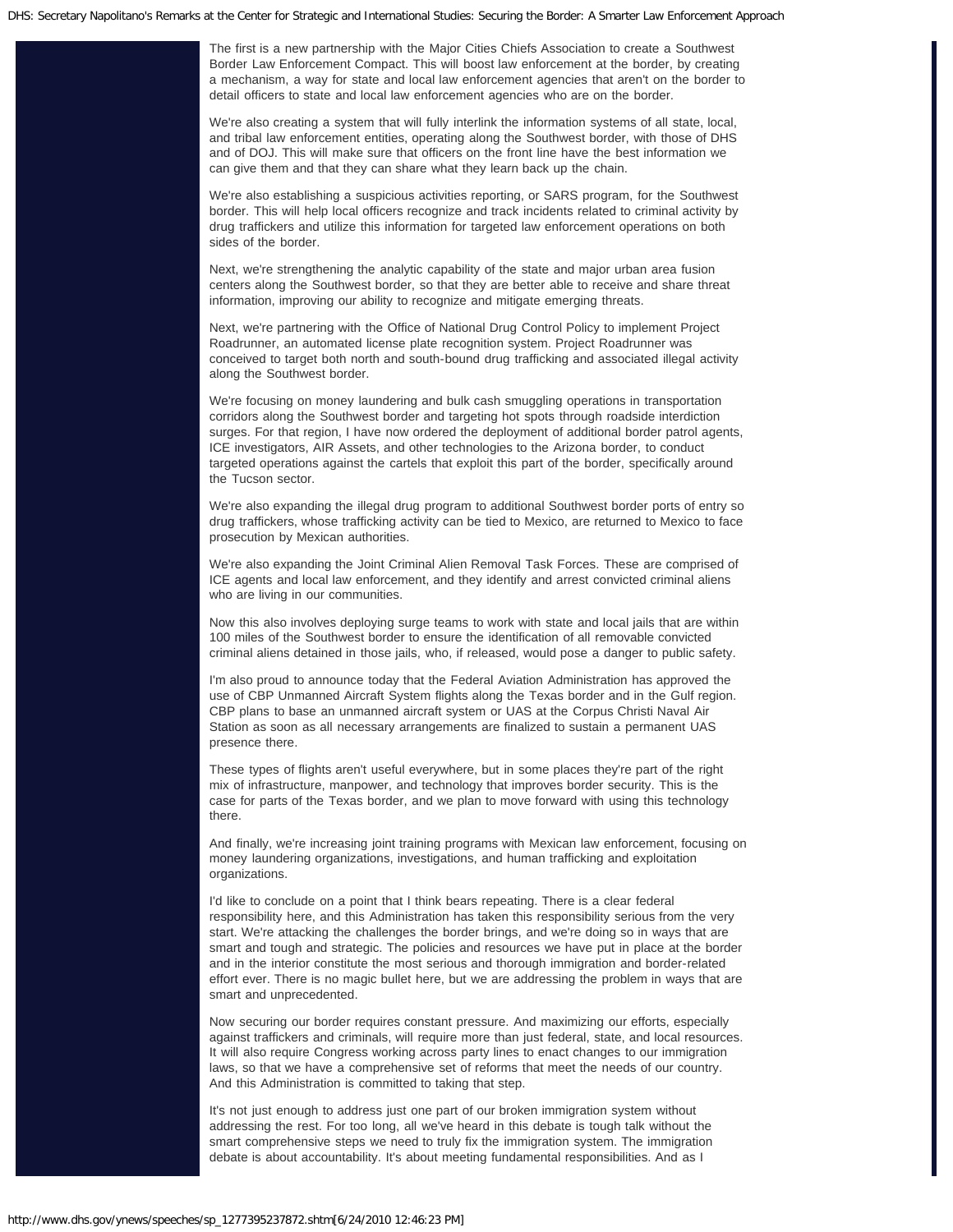The first is a new partnership with the Major Cities Chiefs Association to create a Southwest Border Law Enforcement Compact. This will boost law enforcement at the border, by creating a mechanism, a way for state and local law enforcement agencies that aren't on the border to detail officers to state and local law enforcement agencies who are on the border.

We're also creating a system that will fully interlink the information systems of all state, local, and tribal law enforcement entities, operating along the Southwest border, with those of DHS and of DOJ. This will make sure that officers on the front line have the best information we can give them and that they can share what they learn back up the chain.

We're also establishing a suspicious activities reporting, or SARS program, for the Southwest border. This will help local officers recognize and track incidents related to criminal activity by drug traffickers and utilize this information for targeted law enforcement operations on both sides of the border.

Next, we're strengthening the analytic capability of the state and major urban area fusion centers along the Southwest border, so that they are better able to receive and share threat information, improving our ability to recognize and mitigate emerging threats.

Next, we're partnering with the Office of National Drug Control Policy to implement Project Roadrunner, an automated license plate recognition system. Project Roadrunner was conceived to target both north and south-bound drug trafficking and associated illegal activity along the Southwest border.

We're focusing on money laundering and bulk cash smuggling operations in transportation corridors along the Southwest border and targeting hot spots through roadside interdiction surges. For that region, I have now ordered the deployment of additional border patrol agents, ICE investigators, AIR Assets, and other technologies to the Arizona border, to conduct targeted operations against the cartels that exploit this part of the border, specifically around the Tucson sector.

We're also expanding the illegal drug program to additional Southwest border ports of entry so drug traffickers, whose trafficking activity can be tied to Mexico, are returned to Mexico to face prosecution by Mexican authorities.

We're also expanding the Joint Criminal Alien Removal Task Forces. These are comprised of ICE agents and local law enforcement, and they identify and arrest convicted criminal aliens who are living in our communities.

Now this also involves deploying surge teams to work with state and local jails that are within 100 miles of the Southwest border to ensure the identification of all removable convicted criminal aliens detained in those jails, who, if released, would pose a danger to public safety.

I'm also proud to announce today that the Federal Aviation Administration has approved the use of CBP Unmanned Aircraft System flights along the Texas border and in the Gulf region. CBP plans to base an unmanned aircraft system or UAS at the Corpus Christi Naval Air Station as soon as all necessary arrangements are finalized to sustain a permanent UAS presence there.

These types of flights aren't useful everywhere, but in some places they're part of the right mix of infrastructure, manpower, and technology that improves border security. This is the case for parts of the Texas border, and we plan to move forward with using this technology there.

And finally, we're increasing joint training programs with Mexican law enforcement, focusing on money laundering organizations, investigations, and human trafficking and exploitation organizations.

I'd like to conclude on a point that I think bears repeating. There is a clear federal responsibility here, and this Administration has taken this responsibility serious from the very start. We're attacking the challenges the border brings, and we're doing so in ways that are smart and tough and strategic. The policies and resources we have put in place at the border and in the interior constitute the most serious and thorough immigration and border-related effort ever. There is no magic bullet here, but we are addressing the problem in ways that are smart and unprecedented.

Now securing our border requires constant pressure. And maximizing our efforts, especially against traffickers and criminals, will require more than just federal, state, and local resources. It will also require Congress working across party lines to enact changes to our immigration laws, so that we have a comprehensive set of reforms that meet the needs of our country. And this Administration is committed to taking that step.

It's not just enough to address just one part of our broken immigration system without addressing the rest. For too long, all we've heard in this debate is tough talk without the smart comprehensive steps we need to truly fix the immigration system. The immigration debate is about accountability. It's about meeting fundamental responsibilities. And as I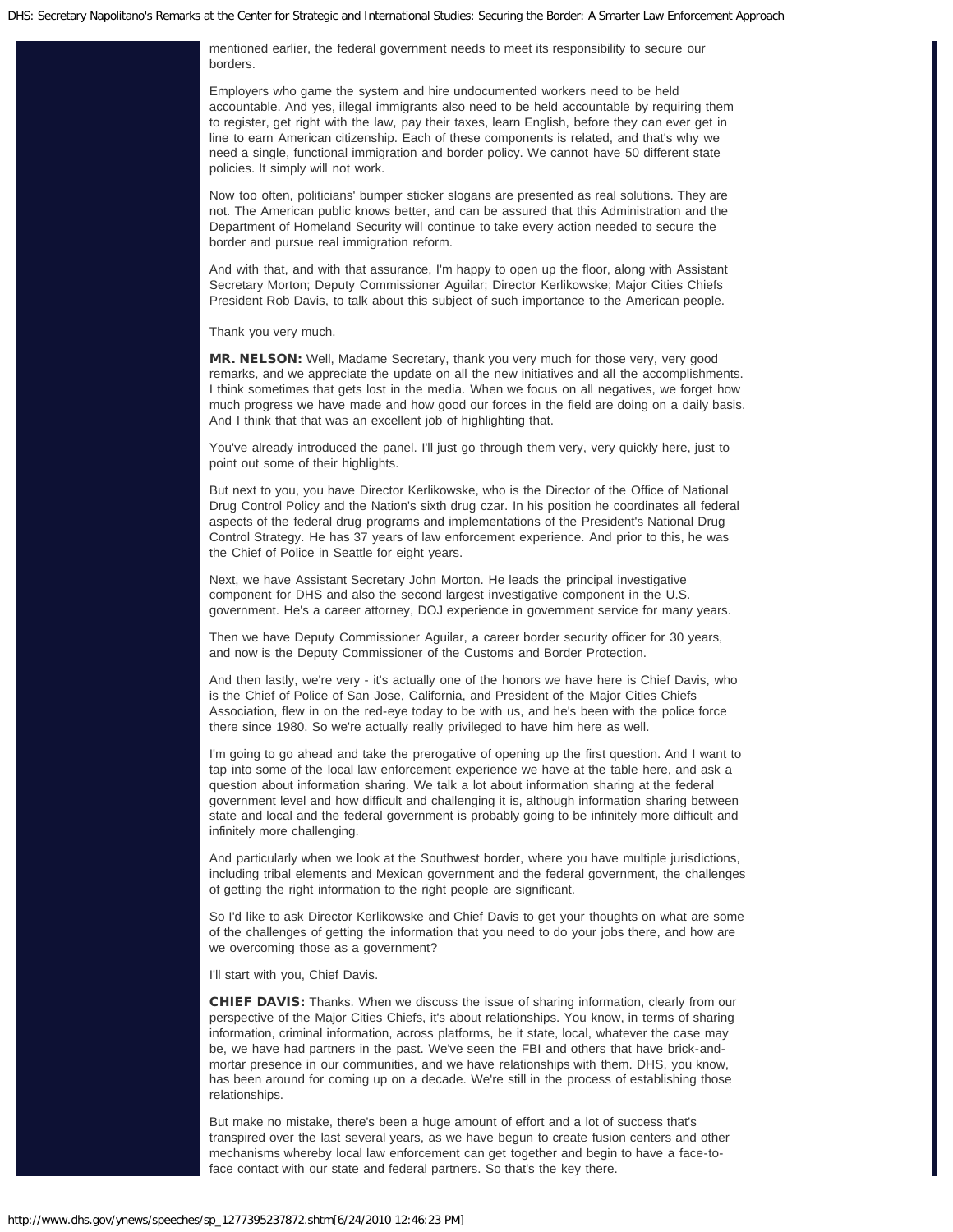mentioned earlier, the federal government needs to meet its responsibility to secure our borders.

Employers who game the system and hire undocumented workers need to be held accountable. And yes, illegal immigrants also need to be held accountable by requiring them to register, get right with the law, pay their taxes, learn English, before they can ever get in line to earn American citizenship. Each of these components is related, and that's why we need a single, functional immigration and border policy. We cannot have 50 different state policies. It simply will not work.

Now too often, politicians' bumper sticker slogans are presented as real solutions. They are not. The American public knows better, and can be assured that this Administration and the Department of Homeland Security will continue to take every action needed to secure the border and pursue real immigration reform.

And with that, and with that assurance, I'm happy to open up the floor, along with Assistant Secretary Morton; Deputy Commissioner Aguilar; Director Kerlikowske; Major Cities Chiefs President Rob Davis, to talk about this subject of such importance to the American people.

Thank you very much.

**MR. NELSON:** Well, Madame Secretary, thank you very much for those very, very good remarks, and we appreciate the update on all the new initiatives and all the accomplishments. I think sometimes that gets lost in the media. When we focus on all negatives, we forget how much progress we have made and how good our forces in the field are doing on a daily basis. And I think that that was an excellent job of highlighting that.

You've already introduced the panel. I'll just go through them very, very quickly here, just to point out some of their highlights.

But next to you, you have Director Kerlikowske, who is the Director of the Office of National Drug Control Policy and the Nation's sixth drug czar. In his position he coordinates all federal aspects of the federal drug programs and implementations of the President's National Drug Control Strategy. He has 37 years of law enforcement experience. And prior to this, he was the Chief of Police in Seattle for eight years.

Next, we have Assistant Secretary John Morton. He leads the principal investigative component for DHS and also the second largest investigative component in the U.S. government. He's a career attorney, DOJ experience in government service for many years.

Then we have Deputy Commissioner Aguilar, a career border security officer for 30 years, and now is the Deputy Commissioner of the Customs and Border Protection.

And then lastly, we're very - it's actually one of the honors we have here is Chief Davis, who is the Chief of Police of San Jose, California, and President of the Major Cities Chiefs Association, flew in on the red-eye today to be with us, and he's been with the police force there since 1980. So we're actually really privileged to have him here as well.

I'm going to go ahead and take the prerogative of opening up the first question. And I want to tap into some of the local law enforcement experience we have at the table here, and ask a question about information sharing. We talk a lot about information sharing at the federal government level and how difficult and challenging it is, although information sharing between state and local and the federal government is probably going to be infinitely more difficult and infinitely more challenging.

And particularly when we look at the Southwest border, where you have multiple jurisdictions, including tribal elements and Mexican government and the federal government, the challenges of getting the right information to the right people are significant.

So I'd like to ask Director Kerlikowske and Chief Davis to get your thoughts on what are some of the challenges of getting the information that you need to do your jobs there, and how are we overcoming those as a government?

I'll start with you, Chief Davis.

**CHIEF DAVIS:** Thanks. When we discuss the issue of sharing information, clearly from our perspective of the Major Cities Chiefs, it's about relationships. You know, in terms of sharing information, criminal information, across platforms, be it state, local, whatever the case may be, we have had partners in the past. We've seen the FBI and others that have brick-and-mortar presence in our communities, and we have relationships with them. DHS, you know, has been around for coming up on a decade. We're still in the process of establishing those relationships.

But make no mistake, there's been a huge amount of effort and a lot of success that's transpired over the last several years, as we have begun to create fusion centers and other mechanisms whereby local law enforcement can get together and begin to have a face-to-face contact with our state and federal partners. So that's the key there.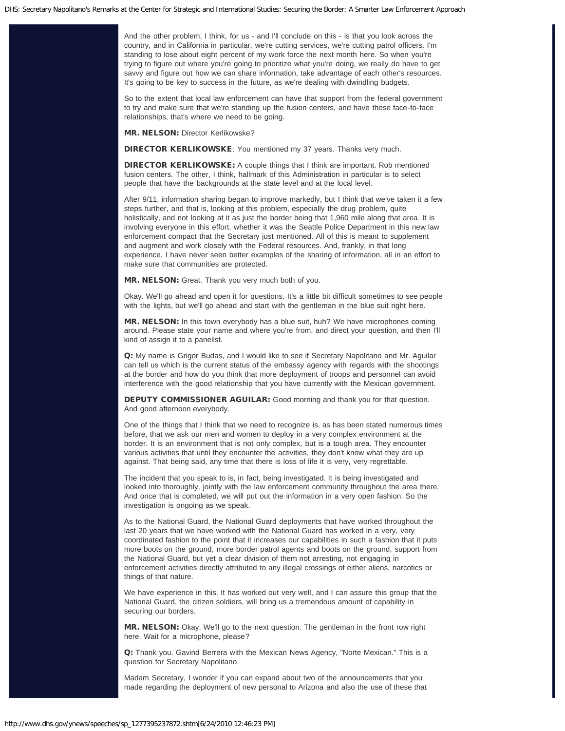And the other problem, I think, for us - and I'll conclude on this - is that you look across the country, and in California in particular, we're cutting services, we're cutting patrol officers. I'm standing to lose about eight percent of my work force the next month here. So when you're trying to figure out where you're going to prioritize what you're doing, we really do have to get savvy and figure out how we can share information, take advantage of each other's resources. It's going to be key to success in the future, as we're dealing with dwindling budgets.

So to the extent that local law enforcement can have that support from the federal government to try and make sure that we're standing up the fusion centers, and have those face-to-face relationships, that's where we need to be going.

**MR. NELSON:** Director Kerlikowske?

**DIRECTOR KERLIKOWSKE**: You mentioned my 37 years. Thanks very much.

**DIRECTOR KERLIKOWSKE:** A couple things that I think are important. Rob mentioned fusion centers. The other, I think, hallmark of this Administration in particular is to select people that have the backgrounds at the state level and at the local level.

After 9/11, information sharing began to improve markedly, but I think that we've taken it a few steps further, and that is, looking at this problem, especially the drug problem, quite holistically, and not looking at it as just the border being that 1,960 mile along that area. It is involving everyone in this effort, whether it was the Seattle Police Department in this new law enforcement compact that the Secretary just mentioned. All of this is meant to supplement and augment and work closely with the Federal resources. And, frankly, in that long experience, I have never seen better examples of the sharing of information, all in an effort to make sure that communities are protected.

**MR. NELSON:** Great. Thank you very much both of you.

Okay. We'll go ahead and open it for questions. It's a little bit difficult sometimes to see people with the lights, but we'll go ahead and start with the gentleman in the blue suit right here.

**MR. NELSON:** In this town everybody has a blue suit, huh? We have microphones coming around. Please state your name and where you're from, and direct your question, and then I'll kind of assign it to a panelist.

**Q:** My name is Grigor Budas, and I would like to see if Secretary Napolitano and Mr. Aguilar can tell us which is the current status of the embassy agency with regards with the shootings at the border and how do you think that more deployment of troops and personnel can avoid interference with the good relationship that you have currently with the Mexican government.

**DEPUTY COMMISSIONER AGUILAR:** Good morning and thank you for that question. And good afternoon everybody.

One of the things that I think that we need to recognize is, as has been stated numerous times before, that we ask our men and women to deploy in a very complex environment at the border. It is an environment that is not only complex, but is a tough area. They encounter various activities that until they encounter the activities, they don't know what they are up against. That being said, any time that there is loss of life it is very, very regrettable.

The incident that you speak to is, in fact, being investigated. It is being investigated and looked into thoroughly, jointly with the law enforcement community throughout the area there. And once that is completed, we will put out the information in a very open fashion. So the investigation is ongoing as we speak.

As to the National Guard, the National Guard deployments that have worked throughout the last 20 years that we have worked with the National Guard has worked in a very, very coordinated fashion to the point that it increases our capabilities in such a fashion that it puts more boots on the ground, more border patrol agents and boots on the ground, support from the National Guard, but yet a clear division of them not arresting, not engaging in enforcement activities directly attributed to any illegal crossings of either aliens, narcotics or things of that nature.

We have experience in this. It has worked out very well, and I can assure this group that the National Guard, the citizen soldiers, will bring us a tremendous amount of capability in securing our borders.

**MR. NELSON:** Okay. We'll go to the next question. The gentleman in the front row right here. Wait for a microphone, please?

**Q:** Thank you. Gavind Berrera with the Mexican News Agency, "Norte Mexican." This is a question for Secretary Napolitano.

Madam Secretary, I wonder if you can expand about two of the announcements that you made regarding the deployment of new personal to Arizona and also the use of these that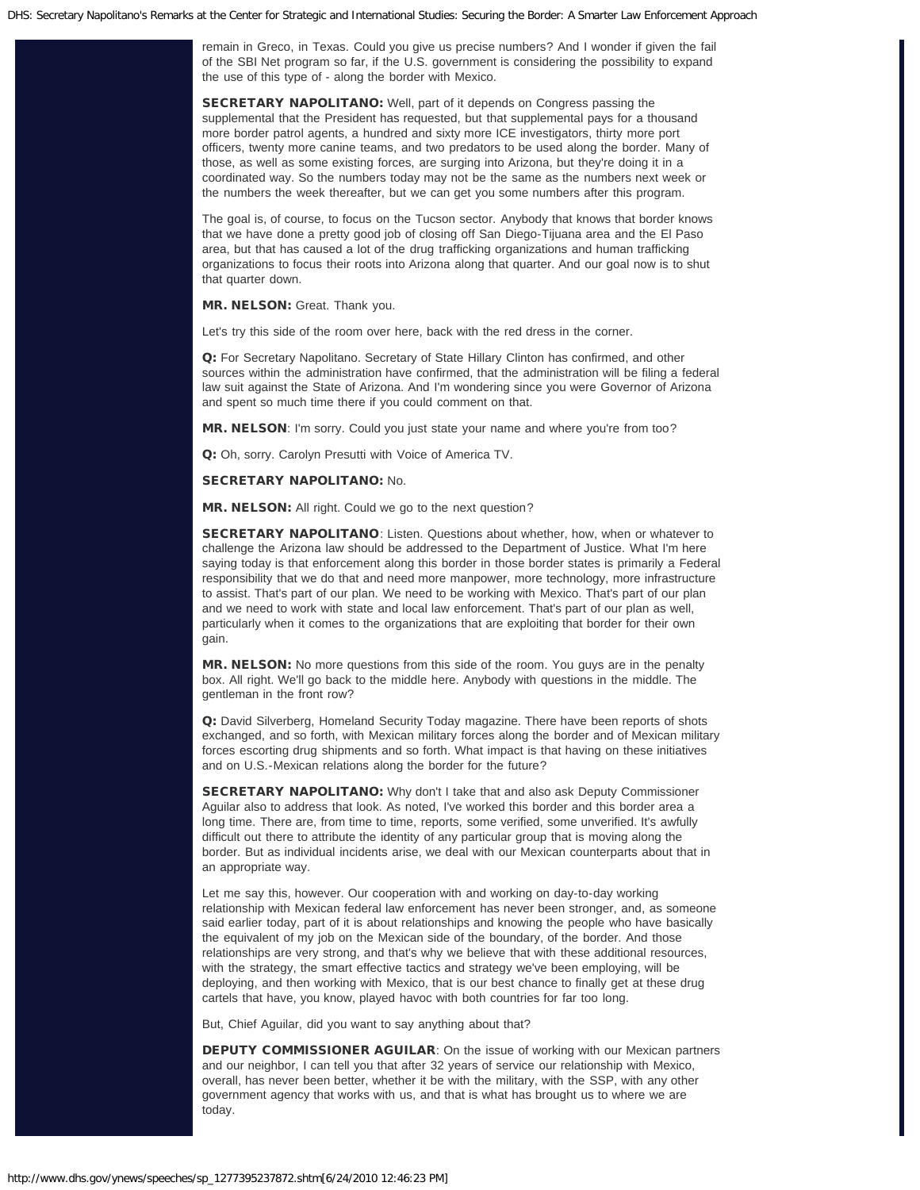remain in Greco, in Texas. Could you give us precise numbers? And I wonder if given the fail of the SBI Net program so far, if the U.S. government is considering the possibility to expand the use of this type of - along the border with Mexico.

**SECRETARY NAPOLITANO:** Well, part of it depends on Congress passing the supplemental that the President has requested, but that supplemental pays for a thousand more border patrol agents, a hundred and sixty more ICE investigators, thirty more port officers, twenty more canine teams, and two predators to be used along the border. Many of those, as well as some existing forces, are surging into Arizona, but they're doing it in a coordinated way. So the numbers today may not be the same as the numbers next week or the numbers the week thereafter, but we can get you some numbers after this program.

The goal is, of course, to focus on the Tucson sector. Anybody that knows that border knows that we have done a pretty good job of closing off San Diego-Tijuana area and the El Paso area, but that has caused a lot of the drug trafficking organizations and human trafficking organizations to focus their roots into Arizona along that quarter. And our goal now is to shut that quarter down.

**MR. NELSON:** Great. Thank you.

Let's try this side of the room over here, back with the red dress in the corner.

**Q:** For Secretary Napolitano. Secretary of State Hillary Clinton has confirmed, and other sources within the administration have confirmed, that the administration will be filing a federal law suit against the State of Arizona. And I'm wondering since you were Governor of Arizona and spent so much time there if you could comment on that.

**MR. NELSON**: I'm sorry. Could you just state your name and where you're from too?

**Q:** Oh, sorry. Carolyn Presutti with Voice of America TV.

**SECRETARY NAPOLITANO:** No.

**MR. NELSON:** All right. Could we go to the next question?

**SECRETARY NAPOLITANO**: Listen. Questions about whether, how, when or whatever to challenge the Arizona law should be addressed to the Department of Justice. What I'm here saying today is that enforcement along this border in those border states is primarily a Federal responsibility that we do that and need more manpower, more technology, more infrastructure to assist. That's part of our plan. We need to be working with Mexico. That's part of our plan and we need to work with state and local law enforcement. That's part of our plan as well, particularly when it comes to the organizations that are exploiting that border for their own gain.

**MR. NELSON:** No more questions from this side of the room. You guys are in the penalty box. All right. We'll go back to the middle here. Anybody with questions in the middle. The gentleman in the front row?

**Q:** David Silverberg, Homeland Security Today magazine. There have been reports of shots exchanged, and so forth, with Mexican military forces along the border and of Mexican military forces escorting drug shipments and so forth. What impact is that having on these initiatives and on U.S.-Mexican relations along the border for the future?

**SECRETARY NAPOLITANO:** Why don't I take that and also ask Deputy Commissioner Aguilar also to address that look. As noted, I've worked this border and this border area a long time. There are, from time to time, reports, some verified, some unverified. It's awfully difficult out there to attribute the identity of any particular group that is moving along the border. But as individual incidents arise, we deal with our Mexican counterparts about that in an appropriate way.

Let me say this, however. Our cooperation with and working on day-to-day working relationship with Mexican federal law enforcement has never been stronger, and, as someone said earlier today, part of it is about relationships and knowing the people who have basically the equivalent of my job on the Mexican side of the boundary, of the border. And those relationships are very strong, and that's why we believe that with these additional resources, with the strategy, the smart effective tactics and strategy we've been employing, will be deploying, and then working with Mexico, that is our best chance to finally get at these drug cartels that have, you know, played havoc with both countries for far too long.

But, Chief Aguilar, did you want to say anything about that?

**DEPUTY COMMISSIONER AGUILAR**: On the issue of working with our Mexican partners and our neighbor, I can tell you that after 32 years of service our relationship with Mexico, overall, has never been better, whether it be with the military, with the SSP, with any other government agency that works with us, and that is what has brought us to where we are today.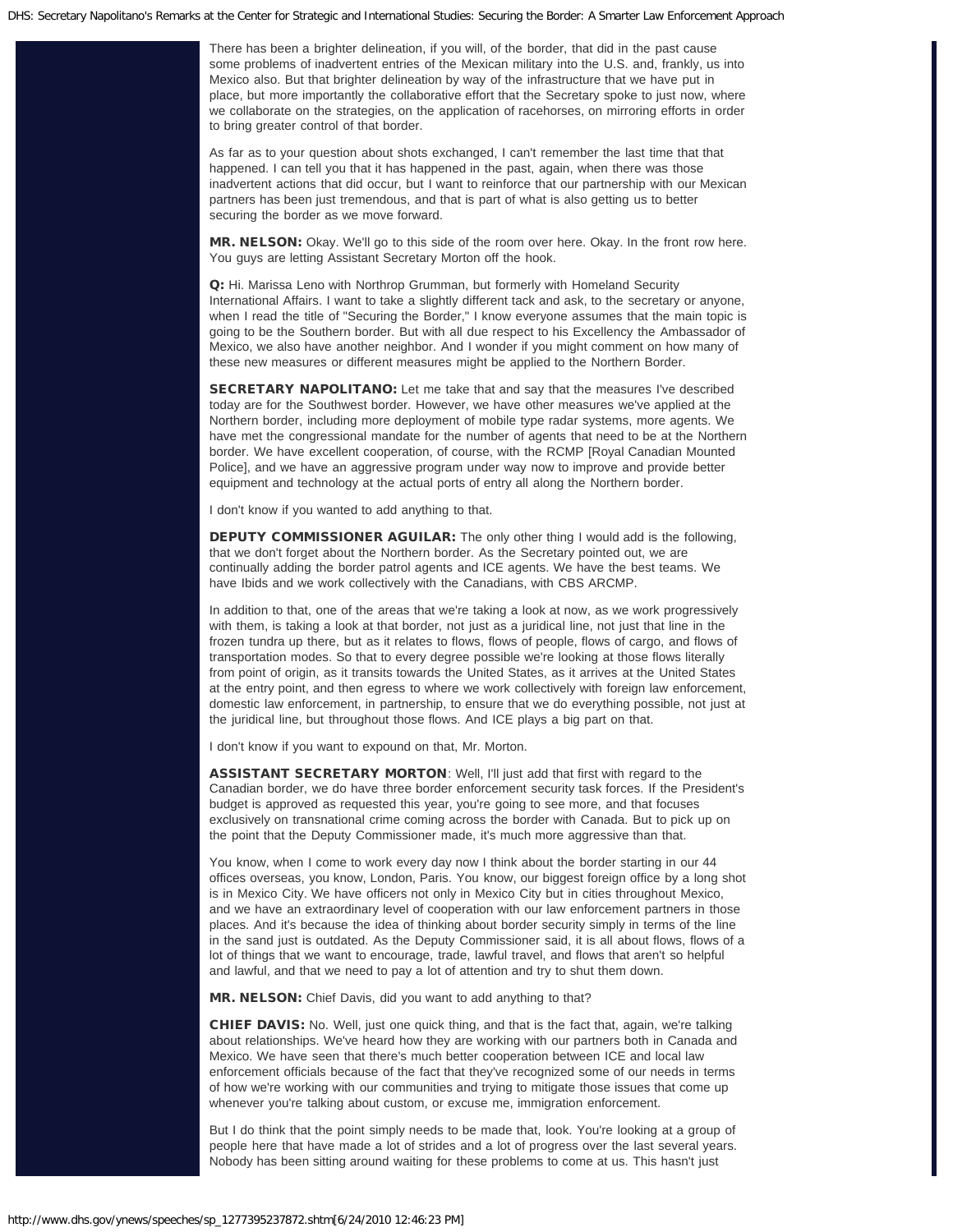There has been a brighter delineation, if you will, of the border, that did in the past cause some problems of inadvertent entries of the Mexican military into the U.S. and, frankly, us into Mexico also. But that brighter delineation by way of the infrastructure that we have put in place, but more importantly the collaborative effort that the Secretary spoke to just now, where we collaborate on the strategies, on the application of racehorses, on mirroring efforts in order to bring greater control of that border.

As far as to your question about shots exchanged, I can't remember the last time that that happened. I can tell you that it has happened in the past, again, when there was those inadvertent actions that did occur, but I want to reinforce that our partnership with our Mexican partners has been just tremendous, and that is part of what is also getting us to better securing the border as we move forward.

**MR. NELSON:** Okay. We'll go to this side of the room over here. Okay. In the front row here. You guys are letting Assistant Secretary Morton off the hook.

**Q:** Hi. Marissa Leno with Northrop Grumman, but formerly with Homeland Security International Affairs. I want to take a slightly different tack and ask, to the secretary or anyone, when I read the title of "Securing the Border," I know everyone assumes that the main topic is going to be the Southern border. But with all due respect to his Excellency the Ambassador of Mexico, we also have another neighbor. And I wonder if you might comment on how many of these new measures or different measures might be applied to the Northern Border.

**SECRETARY NAPOLITANO:** Let me take that and say that the measures I've described today are for the Southwest border. However, we have other measures we've applied at the Northern border, including more deployment of mobile type radar systems, more agents. We have met the congressional mandate for the number of agents that need to be at the Northern border. We have excellent cooperation, of course, with the RCMP [Royal Canadian Mounted Police], and we have an aggressive program under way now to improve and provide better equipment and technology at the actual ports of entry all along the Northern border.

I don't know if you wanted to add anything to that.

**DEPUTY COMMISSIONER AGUILAR:** The only other thing I would add is the following, that we don't forget about the Northern border. As the Secretary pointed out, we are continually adding the border patrol agents and ICE agents. We have the best teams. We have Ibids and we work collectively with the Canadians, with CBS ARCMP.

In addition to that, one of the areas that we're taking a look at now, as we work progressively with them, is taking a look at that border, not just as a juridical line, not just that line in the frozen tundra up there, but as it relates to flows, flows of people, flows of cargo, and flows of transportation modes. So that to every degree possible we're looking at those flows literally from point of origin, as it transits towards the United States, as it arrives at the United States at the entry point, and then egress to where we work collectively with foreign law enforcement, domestic law enforcement, in partnership, to ensure that we do everything possible, not just at the juridical line, but throughout those flows. And ICE plays a big part on that.

I don't know if you want to expound on that, Mr. Morton.

**ASSISTANT SECRETARY MORTON**: Well, I'll just add that first with regard to the Canadian border, we do have three border enforcement security task forces. If the President's budget is approved as requested this year, you're going to see more, and that focuses exclusively on transnational crime coming across the border with Canada. But to pick up on the point that the Deputy Commissioner made, it's much more aggressive than that.

You know, when I come to work every day now I think about the border starting in our 44 offices overseas, you know, London, Paris. You know, our biggest foreign office by a long shot is in Mexico City. We have officers not only in Mexico City but in cities throughout Mexico, and we have an extraordinary level of cooperation with our law enforcement partners in those places. And it's because the idea of thinking about border security simply in terms of the line in the sand just is outdated. As the Deputy Commissioner said, it is all about flows, flows of a lot of things that we want to encourage, trade, lawful travel, and flows that aren't so helpful and lawful, and that we need to pay a lot of attention and try to shut them down.

**MR. NELSON:** Chief Davis, did you want to add anything to that?

**CHIEF DAVIS:** No. Well, just one quick thing, and that is the fact that, again, we're talking about relationships. We've heard how they are working with our partners both in Canada and Mexico. We have seen that there's much better cooperation between ICE and local law enforcement officials because of the fact that they've recognized some of our needs in terms of how we're working with our communities and trying to mitigate those issues that come up whenever you're talking about custom, or excuse me, immigration enforcement.

But I do think that the point simply needs to be made that, look. You're looking at a group of people here that have made a lot of strides and a lot of progress over the last several years. Nobody has been sitting around waiting for these problems to come at us. This hasn't just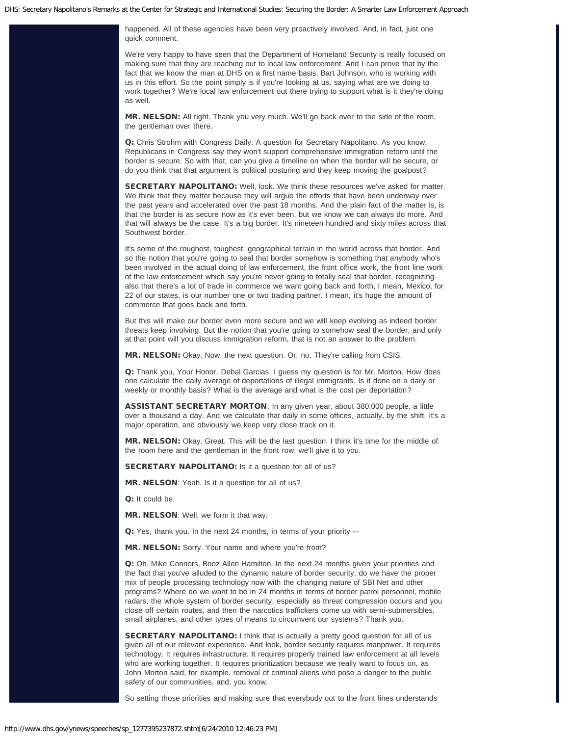happened. All of these agencies have been very proactively involved. And, in fact, just one quick comment.

We're very happy to have seen that the Department of Homeland Security is really focused on making sure that they are reaching out to local law enforcement. And I can prove that by the fact that we know the man at DHS on a first name basis, Bart Johnson, who is working with us in this effort. So the point simply is if you're looking at us, saying what are we doing to work together? We're local law enforcement out there trying to support what is it they're doing as well.

**MR. NELSON:** All right. Thank you very much. We'll go back over to the side of the room, the gentleman over there.

**Q:** Chris Strohm with Congress Daily. A question for Secretary Napolitano. As you know, Republicans in Congress say they won't support comprehensive immigration reform until the border is secure. So with that, can you give a timeline on when the border will be secure, or do you think that that argument is political posturing and they keep moving the goalpost?

**SECRETARY NAPOLITANO:** Well, look. We think these resources we've asked for matter. We think that they matter because they will argue the efforts that have been underway over the past years and accelerated over the past 18 months. And the plain fact of the matter is, is that the border is as secure now as it's ever been, but we know we can always do more. And that will always be the case. It's a big border. It's nineteen hundred and sixty miles across that Southwest border.

It's some of the roughest, toughest, geographical terrain in the world across that border. And so the notion that you're going to seal that border somehow is something that anybody who's been involved in the actual doing of law enforcement, the front office work, the front line work of the law enforcement which say you're never going to totally seal that border, recognizing also that there's a lot of trade in commerce we want going back and forth, I mean, Mexico, for 22 of our states, is our number one or two trading partner. I mean, it's huge the amount of commerce that goes back and forth.

But this will make our border even more secure and we will keep evolving as indeed border threats keep involving. But the notion that you're going to somehow seal the border, and only at that point will you discuss immigration reform, that is not an answer to the problem.

**MR. NELSON:** Okay. Now, the next question. Or, no. They're calling from CSIS.

**Q:** Thank you, Your Honor. Debal Garcias. I guess my question is for Mr. Morton. How does one calculate the daily average of deportations of illegal immigrants. Is it done on a daily or weekly or monthly basis? What is the average and what is the cost per deportation?

**ASSISTANT SECRETARY MORTON**: In any given year, about 380,000 people, a little over a thousand a day. And we calculate that daily in some offices, actually, by the shift. It's a major operation, and obviously we keep very close track on it.

**MR. NELSON:** Okay. Great. This will be the last question. I think it's time for the middle of the room here and the gentleman in the front row, we'll give it to you.

**SECRETARY NAPOLITANO:** Is it a question for all of us?

**MR. NELSON**: Yeah. Is it a question for all of us?

**Q:** It could be.

**MR. NELSON**: Well, we form it that way.

**Q:** Yes, thank you. In the next 24 months, in terms of your priority --

**MR. NELSON:** Sorry. Your name and where you're from?

**Q:** Oh. Mike Connors, Booz Allen Hamilton. In the next 24 months given your priorities and the fact that you've alluded to the dynamic nature of border security, do we have the proper mix of people processing technology now with the changing nature of SBI Net and other programs? Where do we want to be in 24 months in terms of border patrol personnel, mobile radars, the whole system of border security, especially as threat compression occurs and you close off certain routes, and then the narcotics traffickers come up with semi-submersibles, small airplanes, and other types of means to circumvent our systems? Thank you.

**SECRETARY NAPOLITANO:** I think that is actually a pretty good question for all of us given all of our relevant experience. And look, border security requires manpower. It requires technology. It requires infrastructure. It requires properly trained law enforcement at all levels who are working together. It requires prioritization because we really want to focus on, as John Morton said, for example, removal of criminal aliens who pose a danger to the public safety of our communities, and, you know.

So setting those priorities and making sure that everybody out to the front lines understands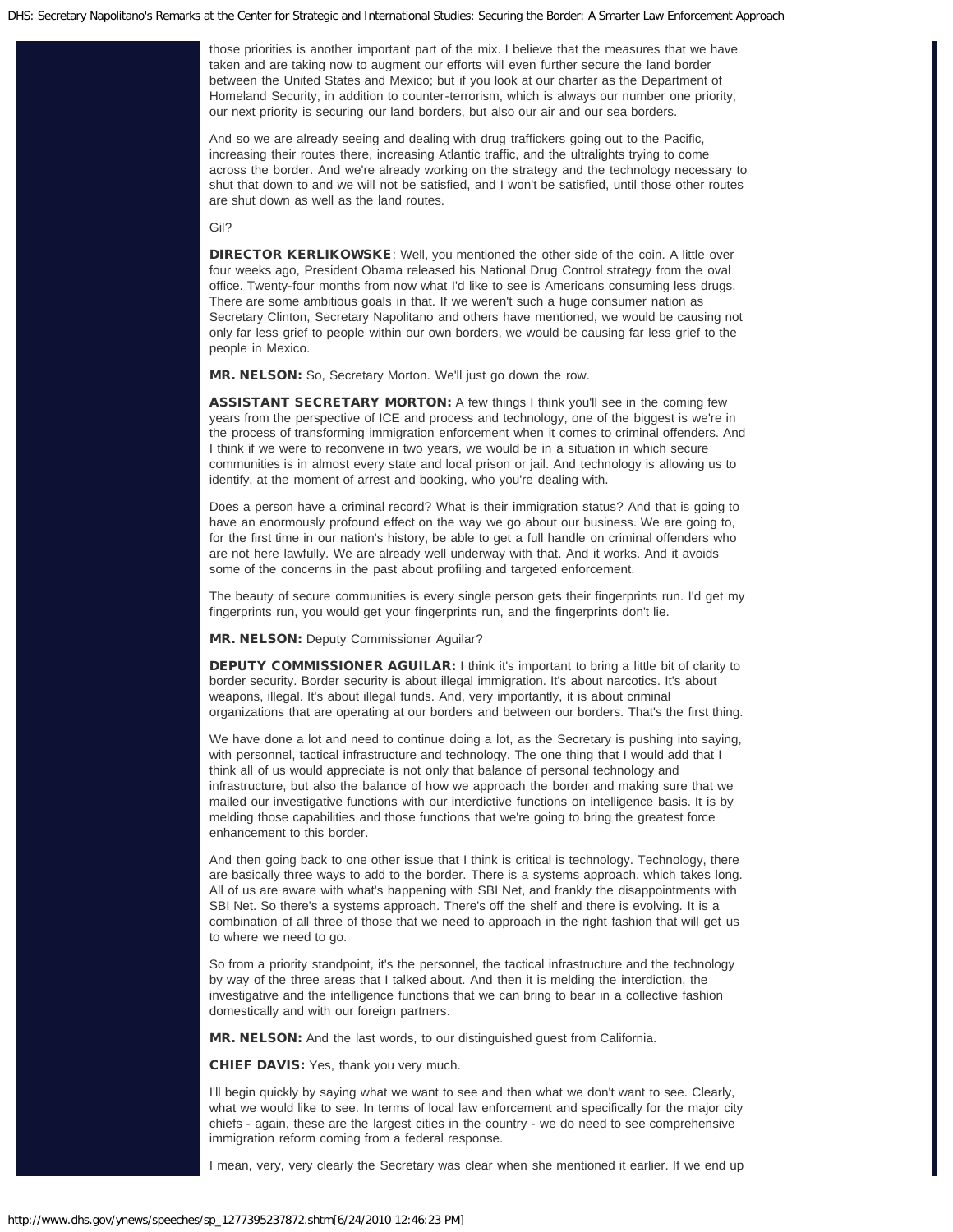those priorities is another important part of the mix. I believe that the measures that we have taken and are taking now to augment our efforts will even further secure the land border between the United States and Mexico; but if you look at our charter as the Department of Homeland Security, in addition to counter-terrorism, which is always our number one priority, our next priority is securing our land borders, but also our air and our sea borders.

And so we are already seeing and dealing with drug traffickers going out to the Pacific, increasing their routes there, increasing Atlantic traffic, and the ultralights trying to come across the border. And we're already working on the strategy and the technology necessary to shut that down to and we will not be satisfied, and I won't be satisfied, until those other routes are shut down as well as the land routes.

Gil?

**DIRECTOR KERLIKOWSKE**: Well, you mentioned the other side of the coin. A little over four weeks ago, President Obama released his National Drug Control strategy from the oval office. Twenty-four months from now what I'd like to see is Americans consuming less drugs. There are some ambitious goals in that. If we weren't such a huge consumer nation as Secretary Clinton, Secretary Napolitano and others have mentioned, we would be causing not only far less grief to people within our own borders, we would be causing far less grief to the people in Mexico.

**MR. NELSON:** So, Secretary Morton. We'll just go down the row.

**ASSISTANT SECRETARY MORTON:** A few things I think you'll see in the coming few years from the perspective of ICE and process and technology, one of the biggest is we're in the process of transforming immigration enforcement when it comes to criminal offenders. And I think if we were to reconvene in two years, we would be in a situation in which secure communities is in almost every state and local prison or jail. And technology is allowing us to identify, at the moment of arrest and booking, who you're dealing with.

Does a person have a criminal record? What is their immigration status? And that is going to have an enormously profound effect on the way we go about our business. We are going to, for the first time in our nation's history, be able to get a full handle on criminal offenders who are not here lawfully. We are already well underway with that. And it works. And it avoids some of the concerns in the past about profiling and targeted enforcement.

The beauty of secure communities is every single person gets their fingerprints run. I'd get my fingerprints run, you would get your fingerprints run, and the fingerprints don't lie.

**MR. NELSON:** Deputy Commissioner Aguilar?

**DEPUTY COMMISSIONER AGUILAR:** I think it's important to bring a little bit of clarity to border security. Border security is about illegal immigration. It's about narcotics. It's about weapons, illegal. It's about illegal funds. And, very importantly, it is about criminal organizations that are operating at our borders and between our borders. That's the first thing.

We have done a lot and need to continue doing a lot, as the Secretary is pushing into saying, with personnel, tactical infrastructure and technology. The one thing that I would add that I think all of us would appreciate is not only that balance of personal technology and infrastructure, but also the balance of how we approach the border and making sure that we mailed our investigative functions with our interdictive functions on intelligence basis. It is by melding those capabilities and those functions that we're going to bring the greatest force enhancement to this border.

And then going back to one other issue that I think is critical is technology. Technology, there are basically three ways to add to the border. There is a systems approach, which takes long. All of us are aware with what's happening with SBI Net, and frankly the disappointments with SBI Net. So there's a systems approach. There's off the shelf and there is evolving. It is a combination of all three of those that we need to approach in the right fashion that will get us to where we need to go.

So from a priority standpoint, it's the personnel, the tactical infrastructure and the technology by way of the three areas that I talked about. And then it is melding the interdiction, the investigative and the intelligence functions that we can bring to bear in a collective fashion domestically and with our foreign partners.

**MR. NELSON:** And the last words, to our distinguished guest from California.

**CHIEF DAVIS:** Yes, thank you very much.

I'll begin quickly by saying what we want to see and then what we don't want to see. Clearly, what we would like to see. In terms of local law enforcement and specifically for the major city chiefs - again, these are the largest cities in the country - we do need to see comprehensive immigration reform coming from a federal response.

I mean, very, very clearly the Secretary was clear when she mentioned it earlier. If we end up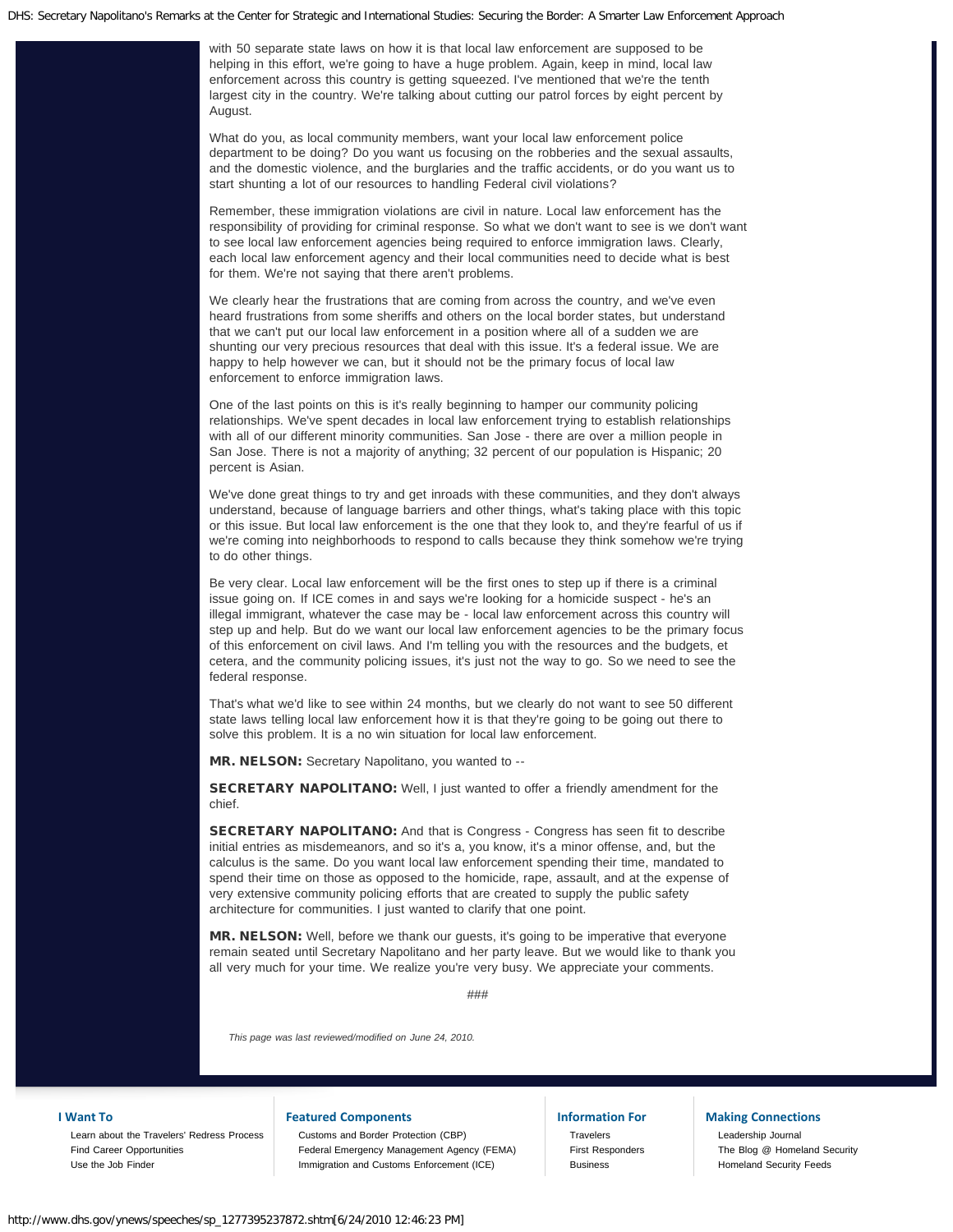with 50 separate state laws on how it is that local law enforcement are supposed to be helping in this effort, we're going to have a huge problem. Again, keep in mind, local law enforcement across this country is getting squeezed. I've mentioned that we're the tenth largest city in the country. We're talking about cutting our patrol forces by eight percent by August.

What do you, as local community members, want your local law enforcement police department to be doing? Do you want us focusing on the robberies and the sexual assaults, and the domestic violence, and the burglaries and the traffic accidents, or do you want us to start shunting a lot of our resources to handling Federal civil violations?

Remember, these immigration violations are civil in nature. Local law enforcement has the responsibility of providing for criminal response. So what we don't want to see is we don't want to see local law enforcement agencies being required to enforce immigration laws. Clearly, each local law enforcement agency and their local communities need to decide what is best for them. We're not saying that there aren't problems.

We clearly hear the frustrations that are coming from across the country, and we've even heard frustrations from some sheriffs and others on the local border states, but understand that we can't put our local law enforcement in a position where all of a sudden we are shunting our very precious resources that deal with this issue. It's a federal issue. We are happy to help however we can, but it should not be the primary focus of local law enforcement to enforce immigration laws.

One of the last points on this is it's really beginning to hamper our community policing relationships. We've spent decades in local law enforcement trying to establish relationships with all of our different minority communities. San Jose - there are over a million people in San Jose. There is not a majority of anything; 32 percent of our population is Hispanic; 20 percent is Asian.

We've done great things to try and get inroads with these communities, and they don't always understand, because of language barriers and other things, what's taking place with this topic or this issue. But local law enforcement is the one that they look to, and they're fearful of us if we're coming into neighborhoods to respond to calls because they think somehow we're trying to do other things.

Be very clear. Local law enforcement will be the first ones to step up if there is a criminal issue going on. If ICE comes in and says we're looking for a homicide suspect - he's an illegal immigrant, whatever the case may be - local law enforcement across this country will step up and help. But do we want our local law enforcement agencies to be the primary focus of this enforcement on civil laws. And I'm telling you with the resources and the budgets, et cetera, and the community policing issues, it's just not the way to go. So we need to see the federal response.

That's what we'd like to see within 24 months, but we clearly do not want to see 50 different state laws telling local law enforcement how it is that they're going to be going out there to solve this problem. It is a no win situation for local law enforcement.

**MR. NELSON:** Secretary Napolitano, you wanted to --

**SECRETARY NAPOLITANO:** Well, I just wanted to offer a friendly amendment for the chief.

**SECRETARY NAPOLITANO:** And that is Congress - Congress has seen fit to describe initial entries as misdemeanors, and so it's a, you know, it's a minor offense, and, but the calculus is the same. Do you want local law enforcement spending their time, mandated to spend their time on those as opposed to the homicide, rape, assault, and at the expense of very extensive community policing efforts that are created to supply the public safety architecture for communities. I just wanted to clarify that one point.

**MR. NELSON:** Well, before we thank our guests, it's going to be imperative that everyone remain seated until Secretary Napolitano and her party leave. But we would like to thank you all very much for your time. We realize you're very busy. We appreciate your comments.

###

*This page was last reviewed/modified on June 24, 2010.*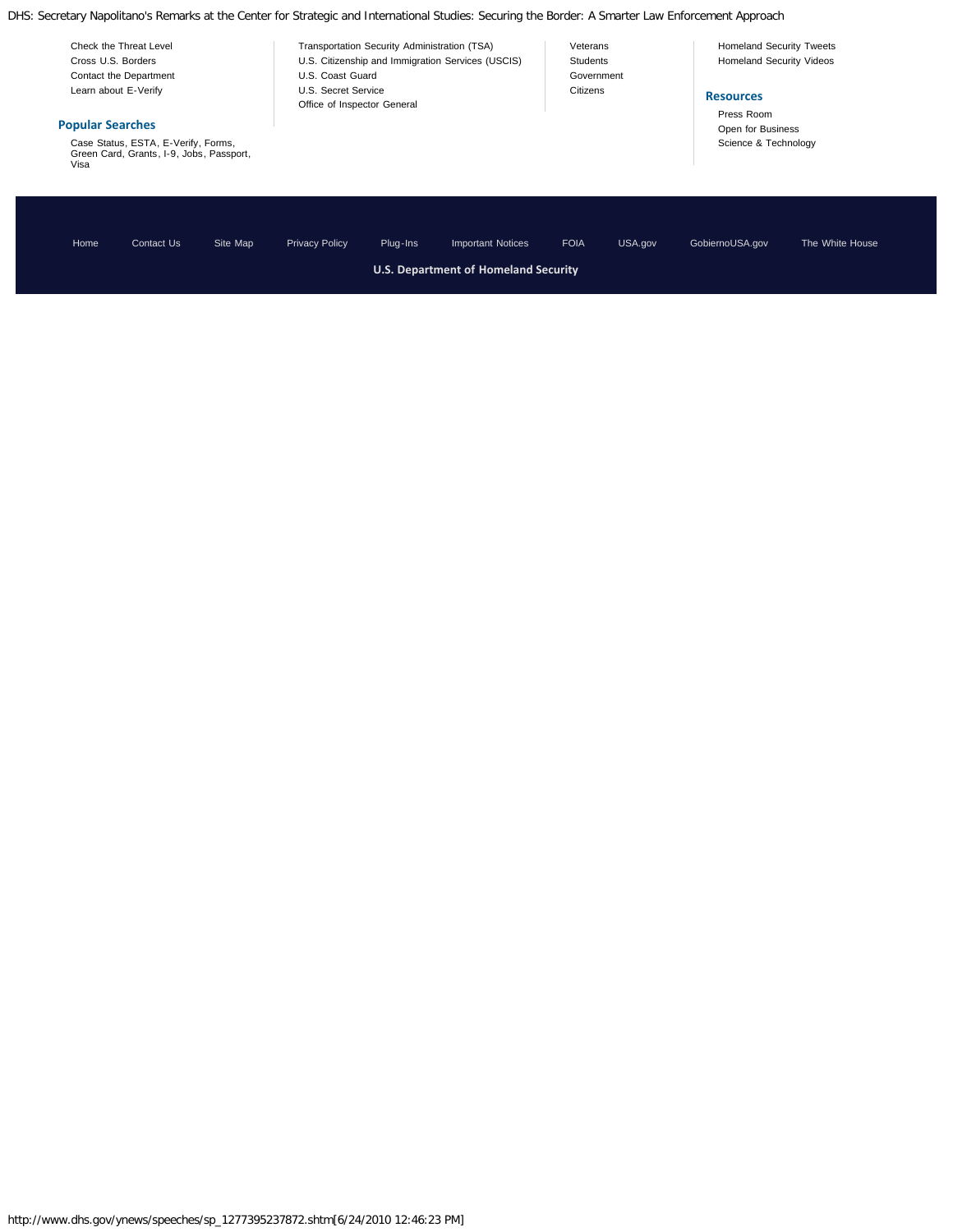Check the Threat Level
Cross U.S. Borders
Contact the Department
Learn about E-Verify

### Popular Searches

Case Status, ESTA, E-Verify, Forms, Green Card, Grants, I-9, Jobs, Passport, Visa

Transportation Security Administration (TSA)
U.S. Citizenship and Immigration Services (USCIS)
U.S. Coast Guard
U.S. Secret Service
Office of Inspector General

Veterans
Students
Government
Citizens

Homeland Security Tweets
Homeland Security Videos

### Resources

Press Room
Open for Business
Science & Technology

Home | Contact Us | Site Map | Privacy Policy | Plug-Ins | Important Notices | FOIA | USA.gov | GobiernoUSA.gov | The White House

**U.S. Department of Homeland Security**